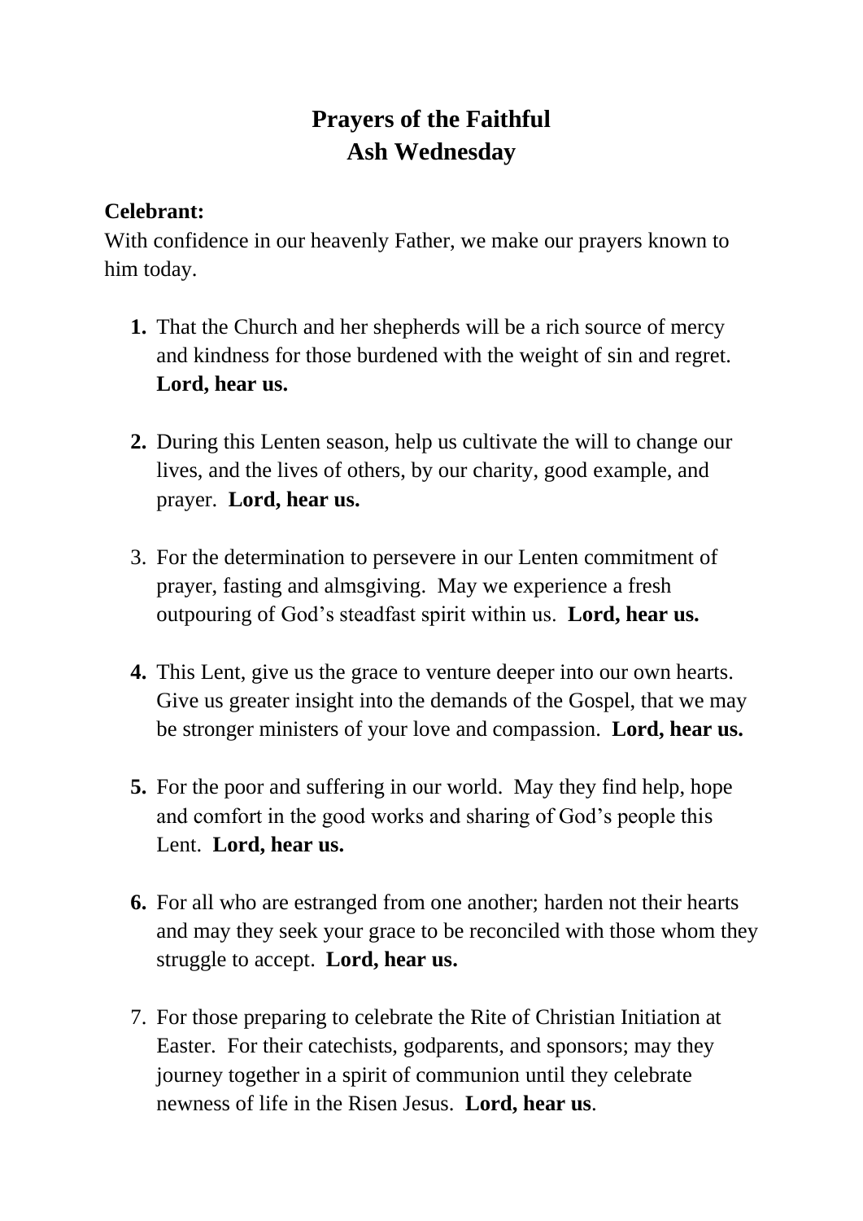# Prayers of the Faithful
# Ash Wednesday

**Celebrant:**
With confidence in our heavenly Father, we make our prayers known to him today.

1. That the Church and her shepherds will be a rich source of mercy and kindness for those burdened with the weight of sin and regret. **Lord, hear us.**

2. During this Lenten season, help us cultivate the will to change our lives, and the lives of others, by our charity, good example, and prayer. **Lord, hear us.**

3. For the determination to persevere in our Lenten commitment of prayer, fasting and almsgiving. May we experience a fresh outpouring of God's steadfast spirit within us. **Lord, hear us.**

4. This Lent, give us the grace to venture deeper into our own hearts. Give us greater insight into the demands of the Gospel, that we may be stronger ministers of your love and compassion. **Lord, hear us.**

5. For the poor and suffering in our world. May they find help, hope and comfort in the good works and sharing of God's people this Lent. **Lord, hear us.**

6. For all who are estranged from one another; harden not their hearts and may they seek your grace to be reconciled with those whom they struggle to accept. **Lord, hear us.**

7. For those preparing to celebrate the Rite of Christian Initiation at Easter. For their catechists, godparents, and sponsors; may they journey together in a spirit of communion until they celebrate newness of life in the Risen Jesus. **Lord, hear us**.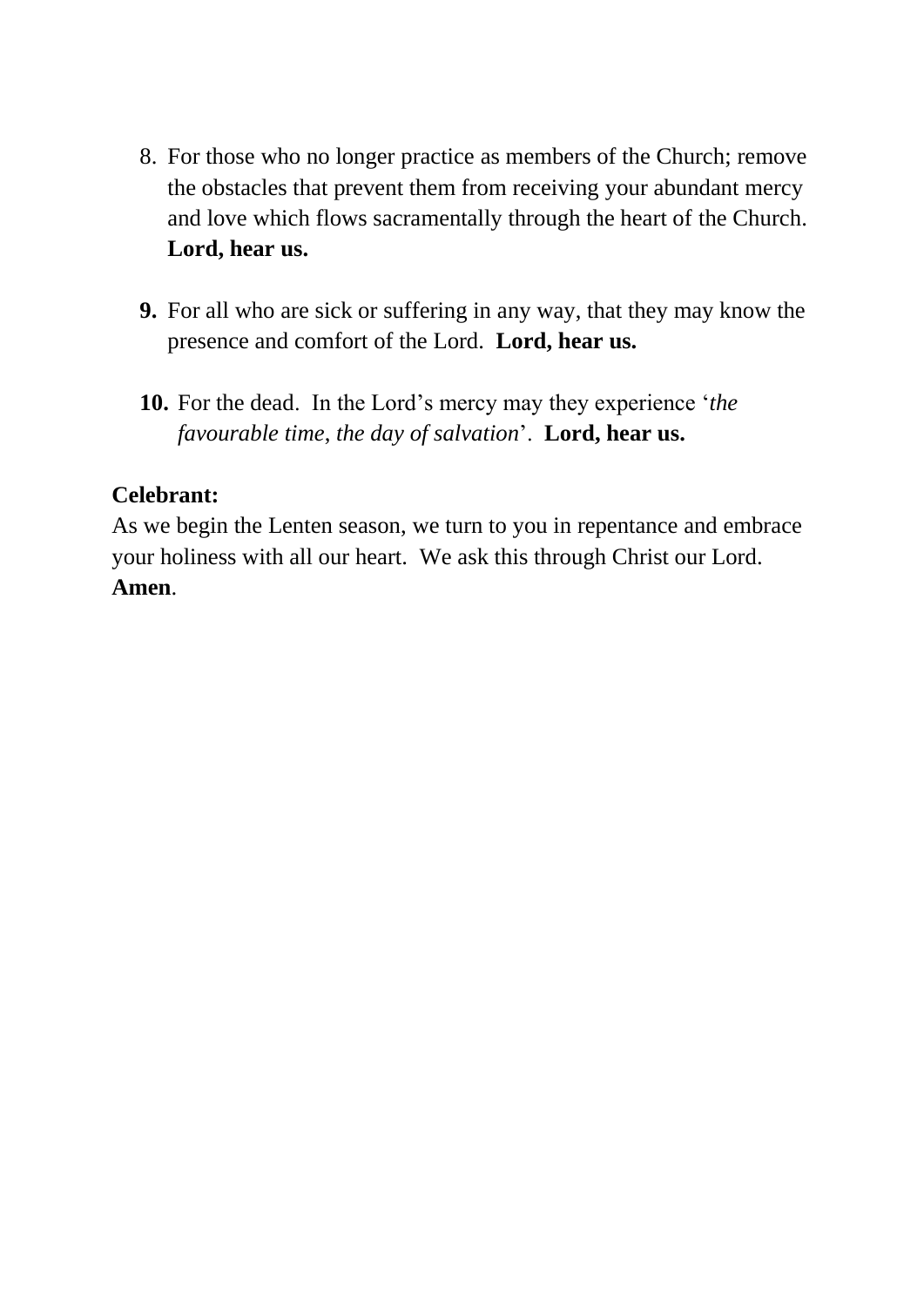8. For those who no longer practice as members of the Church; remove the obstacles that prevent them from receiving your abundant mercy and love which flows sacramentally through the heart of the Church. **Lord, hear us.**

9. For all who are sick or suffering in any way, that they may know the presence and comfort of the Lord. **Lord, hear us.**

10. For the dead. In the Lord's mercy may they experience '*the favourable time, the day of salvation*'. **Lord, hear us.**

**Celebrant:**
As we begin the Lenten season, we turn to you in repentance and embrace your holiness with all our heart. We ask this through Christ our Lord.
**Amen**.